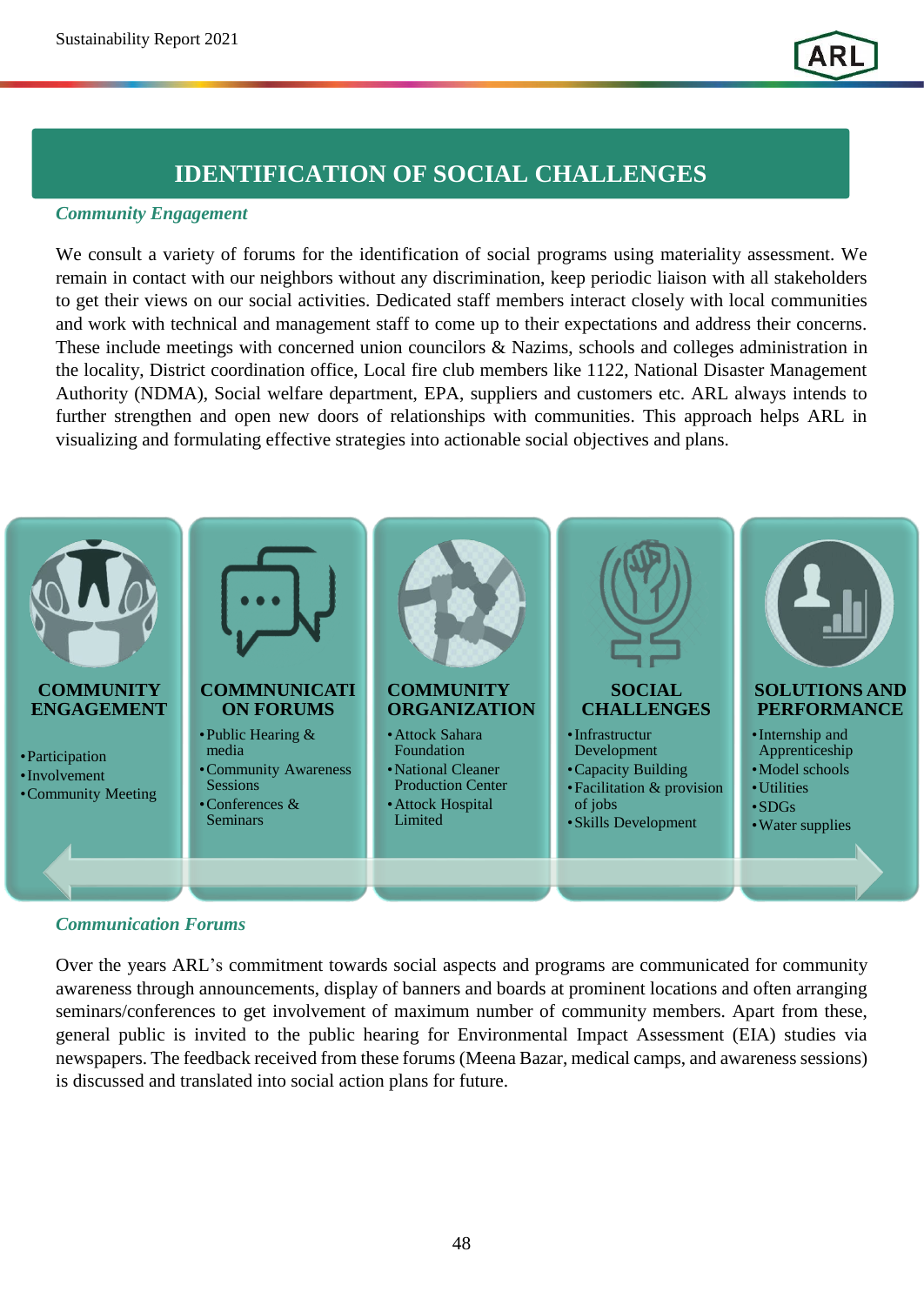# IDENTIFICATION OF SOCIAL CHALLENGES

### *Community Engagement*

We consult a variety of forums for the identification of social programs using materiality assessment. We remain in contact with our neighbors without any discrimination, keep periodic liaison with all stakeholders to get their views on our social activities. Dedicated staff members interact closely with local communities and work with technical and management staff to come up to their expectations and address their concerns. These include meetings with concerned union councilors & Nazims, schools and colleges administration in the locality, District coordination office, Local fire club members like 1122, National Disaster Management Authority (NDMA), Social welfare department, EPA, suppliers and customers etc. ARL always intends to further strengthen and open new doors of relationships with communities. This approach helps ARL in visualizing and formulating effective strategies into actionable social objectives and plans.

**COMMUNITY ENGAGEMENT**
- Participation
- Involvement
- Community Meeting

**COMMNUNICATION FORUMS**
- Public Hearing & media
- Community Awareness Sessions
- Conferences & Seminars

**COMMUNITY ORGANIZATION**
- Attock Sahara Foundation
- National Cleaner Production Center
- Attock Hospital Limited

**SOCIAL CHALLENGES**
- Infrastructur Development
- Capacity Building
- Facilitation & provision of jobs
- Skills Development

**SOLUTIONS AND PERFORMANCE**
- Internship and Apprenticeship
- Model schools
- Utilities
- SDGs
- Water supplies

### *Communication Forums*

Over the years ARL's commitment towards social aspects and programs are communicated for community awareness through announcements, display of banners and boards at prominent locations and often arranging seminars/conferences to get involvement of maximum number of community members. Apart from these, general public is invited to the public hearing for Environmental Impact Assessment (EIA) studies via newspapers. The feedback received from these forums (Meena Bazar, medical camps, and awareness sessions) is discussed and translated into social action plans for future.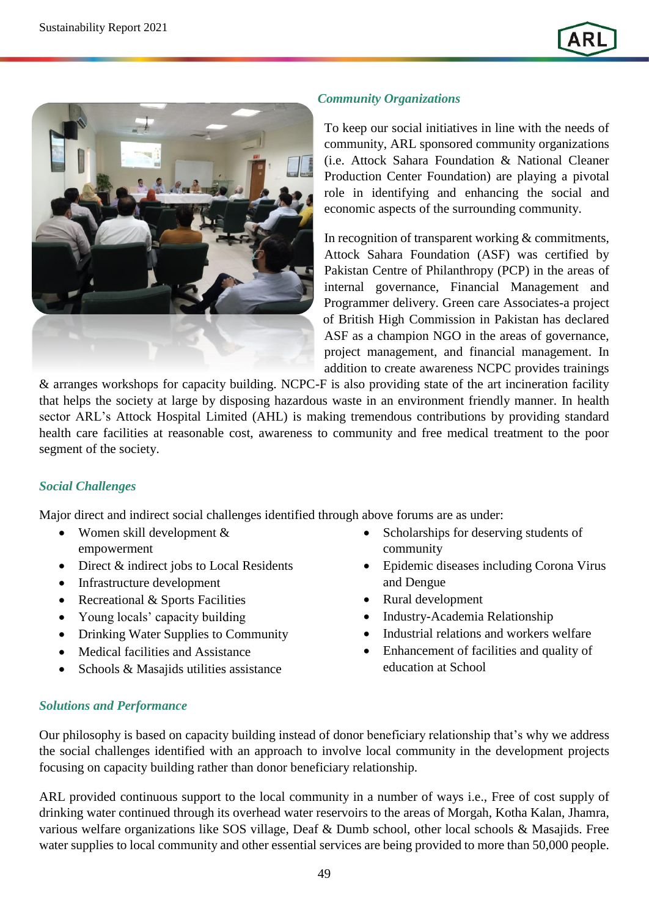### *Community Organizations*

To keep our social initiatives in line with the needs of community, ARL sponsored community organizations (i.e. Attock Sahara Foundation & National Cleaner Production Center Foundation) are playing a pivotal role in identifying and enhancing the social and economic aspects of the surrounding community.

In recognition of transparent working & commitments, Attock Sahara Foundation (ASF) was certified by Pakistan Centre of Philanthropy (PCP) in the areas of internal governance, Financial Management and Programmer delivery. Green care Associates-a project of British High Commission in Pakistan has declared ASF as a champion NGO in the areas of governance, project management, and financial management. In addition to create awareness NCPC provides trainings & arranges workshops for capacity building. NCPC-F is also providing state of the art incineration facility that helps the society at large by disposing hazardous waste in an environment friendly manner. In health sector ARL's Attock Hospital Limited (AHL) is making tremendous contributions by providing standard health care facilities at reasonable cost, awareness to community and free medical treatment to the poor segment of the society.

### *Social Challenges*

Major direct and indirect social challenges identified through above forums are as under:

- Women skill development & empowerment
- Direct & indirect jobs to Local Residents
- Infrastructure development
- Recreational & Sports Facilities
- Young locals' capacity building
- Drinking Water Supplies to Community
- Medical facilities and Assistance
- Schools & Masajids utilities assistance
- Scholarships for deserving students of community
- Epidemic diseases including Corona Virus and Dengue
- Rural development
- Industry-Academia Relationship
- Industrial relations and workers welfare
- Enhancement of facilities and quality of education at School

### *Solutions and Performance*

Our philosophy is based on capacity building instead of donor beneficiary relationship that's why we address the social challenges identified with an approach to involve local community in the development projects focusing on capacity building rather than donor beneficiary relationship.

ARL provided continuous support to the local community in a number of ways i.e., Free of cost supply of drinking water continued through its overhead water reservoirs to the areas of Morgah, Kotha Kalan, Jhamra, various welfare organizations like SOS village, Deaf & Dumb school, other local schools & Masajids. Free water supplies to local community and other essential services are being provided to more than 50,000 people.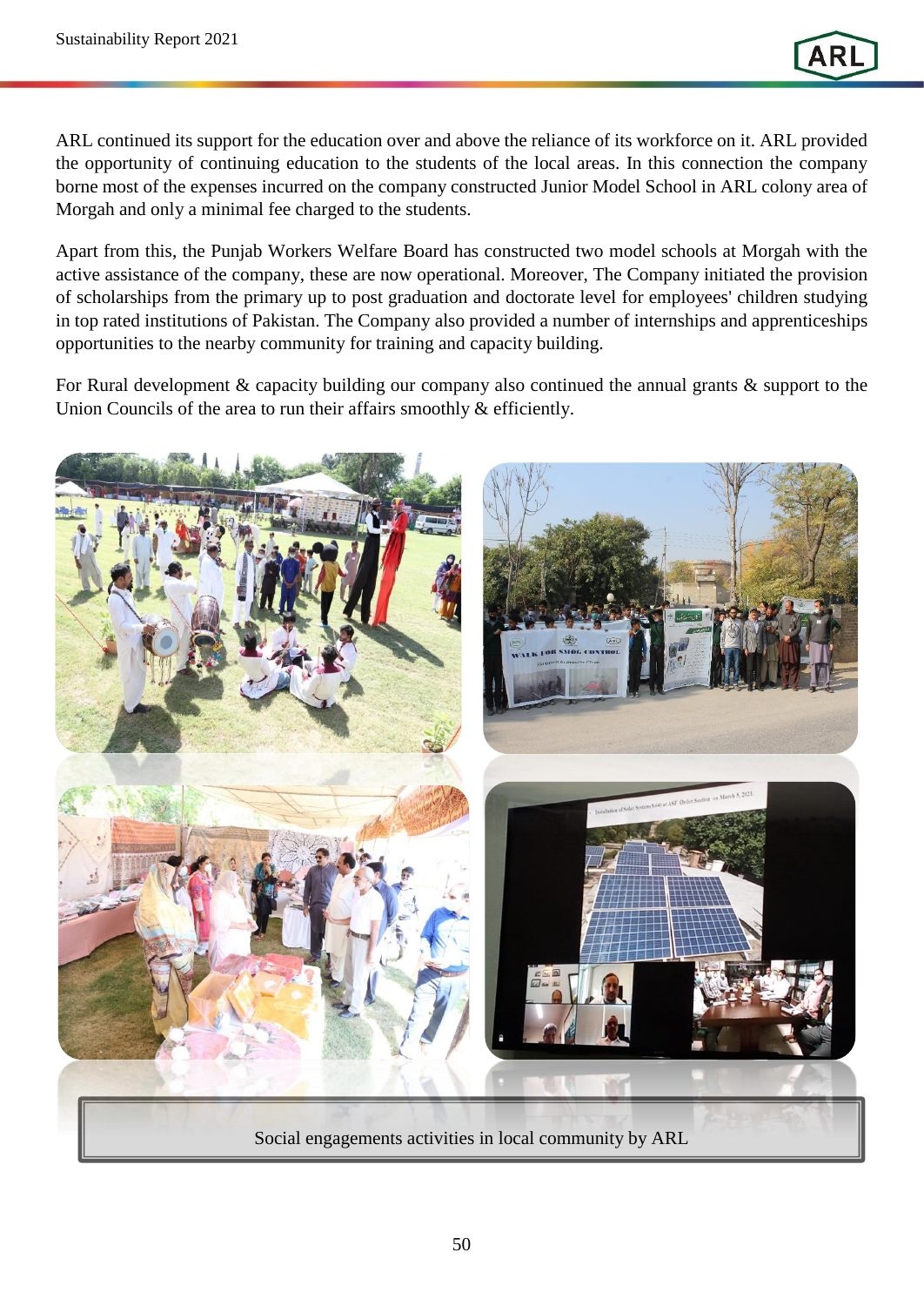ARL continued its support for the education over and above the reliance of its workforce on it. ARL provided the opportunity of continuing education to the students of the local areas. In this connection the company borne most of the expenses incurred on the company constructed Junior Model School in ARL colony area of Morgah and only a minimal fee charged to the students.

Apart from this, the Punjab Workers Welfare Board has constructed two model schools at Morgah with the active assistance of the company, these are now operational. Moreover, The Company initiated the provision of scholarships from the primary up to post graduation and doctorate level for employees' children studying in top rated institutions of Pakistan. The Company also provided a number of internships and apprenticeships opportunities to the nearby community for training and capacity building.

For Rural development & capacity building our company also continued the annual grants & support to the Union Councils of the area to run their affairs smoothly & efficiently.

Social engagements activities in local community by ARL